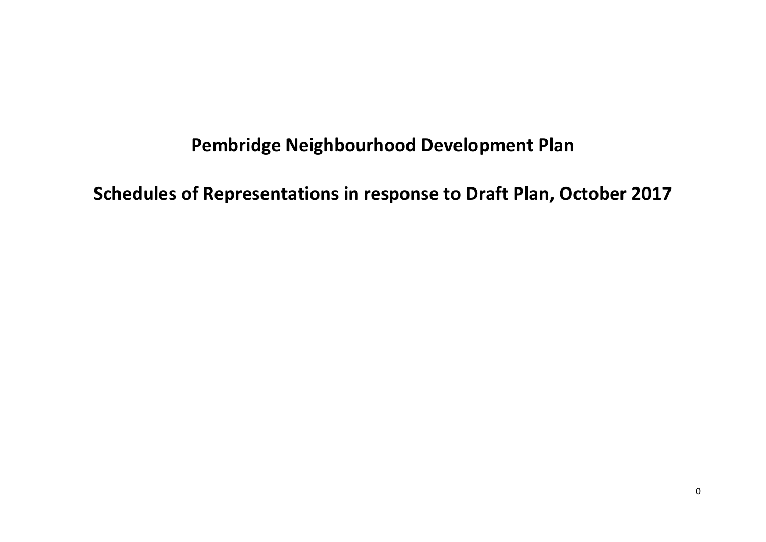# Pembridge Neighbourhood Development Plan

## Schedules of Representations in response to Draft Plan, October 2017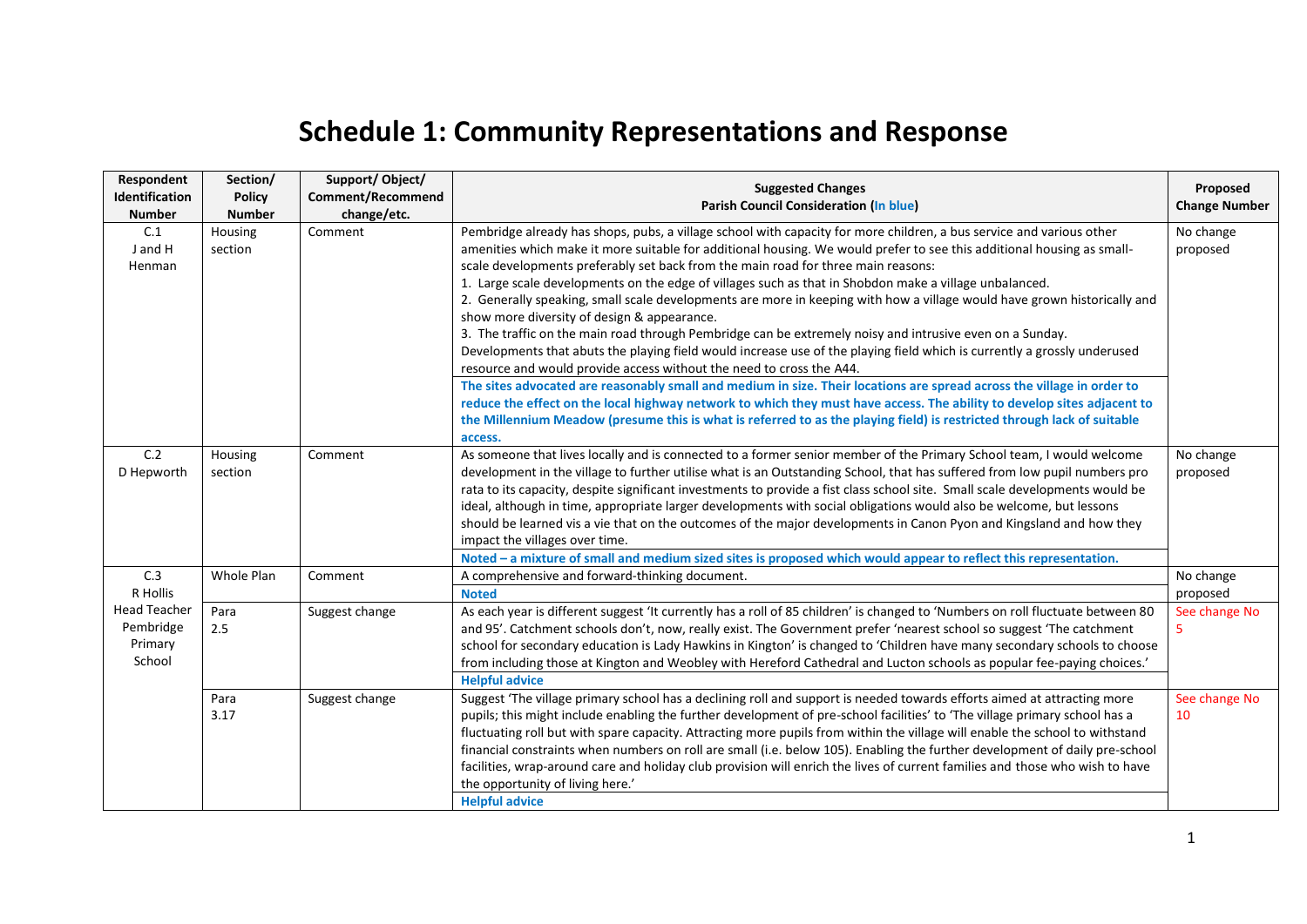# Schedule 1: Community Representations and Response

| Respondent Identification Number | Section/ Policy Number | Support/ Object/ Comment/Recommend change/etc. | Suggested Changes<br>Parish Council Consideration (In blue) | Proposed Change Number |
|---|---|---|---|---|
| C.1<br>J and H Henman | Housing section | Comment | Pembridge already has shops, pubs, a village school with capacity for more children, a bus service and various other amenities which make it more suitable for additional housing. We would prefer to see this additional housing as small-scale developments preferably set back from the main road for three main reasons:<br>1. Large scale developments on the edge of villages such as that in Shobdon make a village unbalanced.<br>2. Generally speaking, small scale developments are more in keeping with how a village would have grown historically and show more diversity of design & appearance.<br>3. The traffic on the main road through Pembridge can be extremely noisy and intrusive even on a Sunday.<br>Developments that abuts the playing field would increase use of the playing field which is currently a grossly underused resource and would provide access without the need to cross the A44.<br>**The sites advocated are reasonably small and medium in size. Their locations are spread across the village in order to reduce the effect on the local highway network to which they must have access. The ability to develop sites adjacent to the Millennium Meadow (presume this is what is referred to as the playing field) is restricted through lack of suitable access.** | No change proposed |
| C.2<br>D Hepworth | Housing section | Comment | As someone that lives locally and is connected to a former senior member of the Primary School team, I would welcome development in the village to further utilise what is an Outstanding School, that has suffered from low pupil numbers pro rata to its capacity, despite significant investments to provide a fist class school site. Small scale developments would be ideal, although in time, appropriate larger developments with social obligations would also be welcome, but lessons should be learned vis a vie that on the outcomes of the major developments in Canon Pyon and Kingsland and how they impact the villages over time.<br>**Noted – a mixture of small and medium sized sites is proposed which would appear to reflect this representation.** | No change proposed |
| C.3<br>R Hollis<br>Head Teacher Pembridge Primary School | Whole Plan | Comment | A comprehensive and forward-thinking document.<br>**Noted** | No change proposed |
| | Para 2.5 | Suggest change | As each year is different suggest 'It currently has a roll of 85 children' is changed to 'Numbers on roll fluctuate between 80 and 95'. Catchment schools don't, now, really exist. The Government prefer 'nearest school so suggest 'The catchment school for secondary education is Lady Hawkins in Kington' is changed to 'Children have many secondary schools to choose from including those at Kington and Weobley with Hereford Cathedral and Lucton schools as popular fee-paying choices.'<br>**Helpful advice** | See change No 5 |
| | Para 3.17 | Suggest change | Suggest 'The village primary school has a declining roll and support is needed towards efforts aimed at attracting more pupils; this might include enabling the further development of pre-school facilities' to 'The village primary school has a fluctuating roll but with spare capacity. Attracting more pupils from within the village will enable the school to withstand financial constraints when numbers on roll are small (i.e. below 105). Enabling the further development of daily pre-school facilities, wrap-around care and holiday club provision will enrich the lives of current families and those who wish to have the opportunity of living here.'<br>**Helpful advice** | See change No 10 |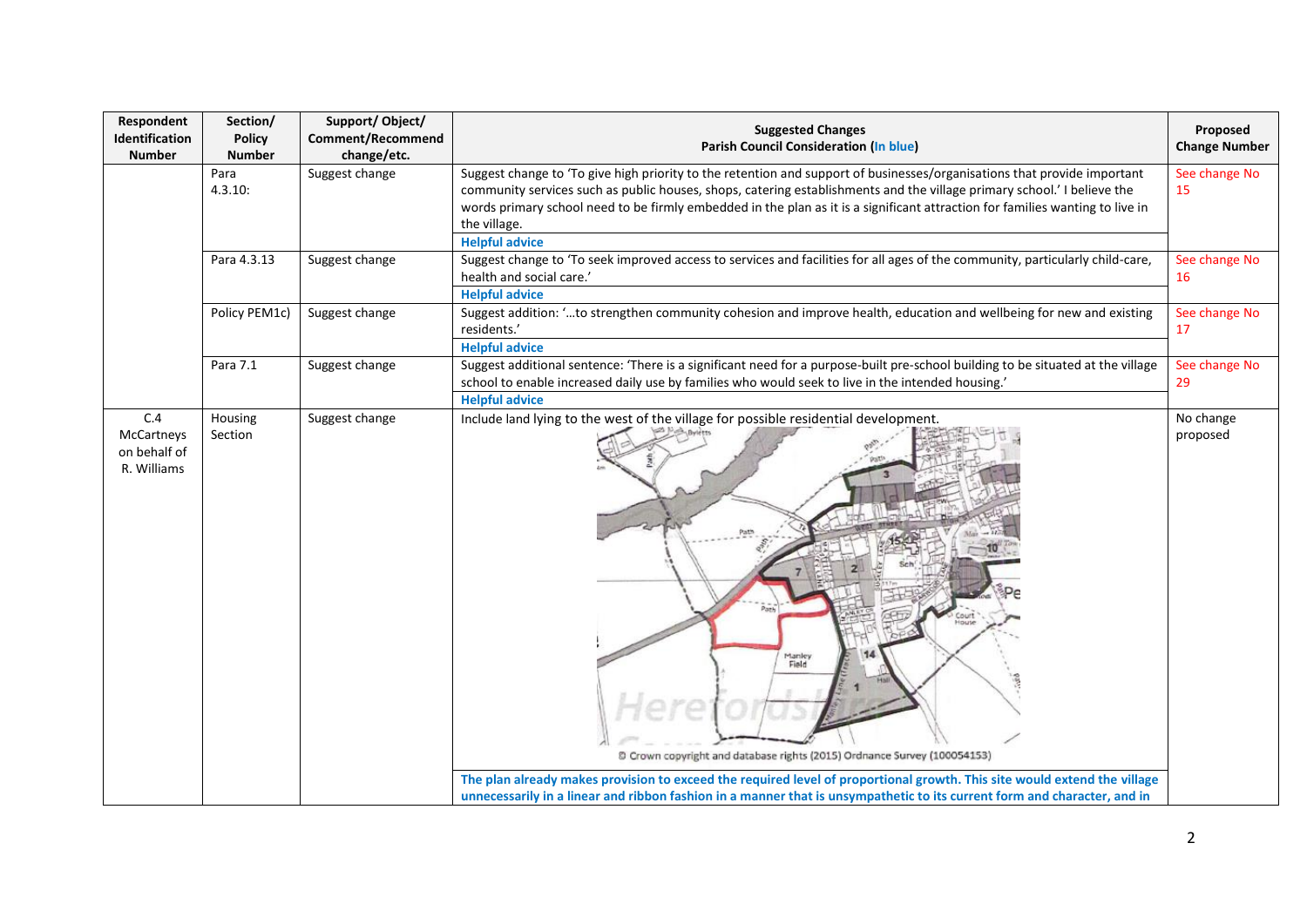| Respondent Identification Number | Section/ Policy Number | Support/ Object/ Comment/Recommend change/etc. | Suggested Changes Parish Council Consideration (In blue) | Proposed Change Number |
|---|---|---|---|---|
| | Para 4.3.10: | Suggest change | Suggest change to 'To give high priority to the retention and support of businesses/organisations that provide important community services such as public houses, shops, catering establishments and the village primary school.' I believe the words primary school need to be firmly embedded in the plan as it is a significant attraction for families wanting to live in the village. **Helpful advice** | See change No 15 |
| | Para 4.3.13 | Suggest change | Suggest change to 'To seek improved access to services and facilities for all ages of the community, particularly child-care, health and social care.' **Helpful advice** | See change No 16 |
| | Policy PEM1c) | Suggest change | Suggest addition: '…to strengthen community cohesion and improve health, education and wellbeing for new and existing residents.' **Helpful advice** | See change No 17 |
| | Para 7.1 | Suggest change | Suggest additional sentence: 'There is a significant need for a purpose-built pre-school building to be situated at the village school to enable increased daily use by families who would seek to live in the intended housing.' **Helpful advice** | See change No 29 |
| C.4 McCartneys on behalf of R. Williams | Housing Section | Suggest change | Include land lying to the west of the village for possible residential development. © Crown copyright and database rights (2015) Ordnance Survey (100054153) **The plan already makes provision to exceed the required level of proportional growth. This site would extend the village unnecessarily in a linear and ribbon fashion in a manner that is unsympathetic to its current form and character, and in** | No change proposed |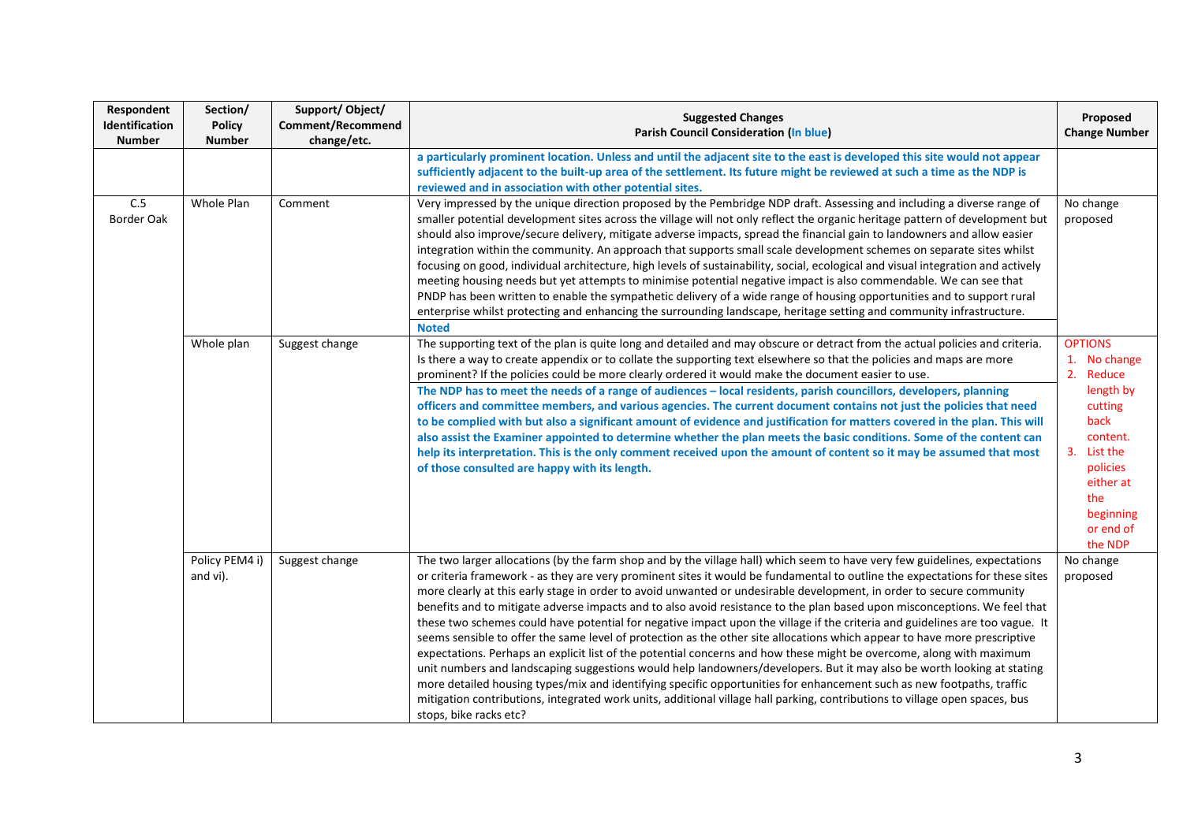| Respondent Identification Number | Section/ Policy Number | Support/ Object/ Comment/Recommend change/etc. | Suggested Changes<br>Parish Council Consideration (In blue) | Proposed Change Number |
|---|---|---|---|---|
| | | | **a particularly prominent location. Unless and until the adjacent site to the east is developed this site would not appear sufficiently adjacent to the built-up area of the settlement. Its future might be reviewed at such a time as the NDP is reviewed and in association with other potential sites.** | |
| C.5<br>Border Oak | Whole Plan | Comment | Very impressed by the unique direction proposed by the Pembridge NDP draft. Assessing and including a diverse range of smaller potential development sites across the village will not only reflect the organic heritage pattern of development but should also improve/secure delivery, mitigate adverse impacts, spread the financial gain to landowners and allow easier integration within the community. An approach that supports small scale development schemes on separate sites whilst focusing on good, individual architecture, high levels of sustainability, social, ecological and visual integration and actively meeting housing needs but yet attempts to minimise potential negative impact is also commendable. We can see that PNDP has been written to enable the sympathetic delivery of a wide range of housing opportunities and to support rural enterprise whilst protecting and enhancing the surrounding landscape, heritage setting and community infrastructure.<br>**Noted** | No change proposed |
| | Whole plan | Suggest change | The supporting text of the plan is quite long and detailed and may obscure or detract from the actual policies and criteria. Is there a way to create appendix or to collate the supporting text elsewhere so that the policies and maps are more prominent? If the policies could be more clearly ordered it would make the document easier to use.<br>**The NDP has to meet the needs of a range of audiences – local residents, parish councillors, developers, planning officers and committee members, and various agencies. The current document contains not just the policies that need to be complied with but also a significant amount of evidence and justification for matters covered in the plan. This will also assist the Examiner appointed to determine whether the plan meets the basic conditions. Some of the content can help its interpretation. This is the only comment received upon the amount of content so it may be assumed that most of those consulted are happy with its length.** | OPTIONS<br>1. No change<br>2. Reduce length by cutting back content.<br>3. List the policies either at the beginning or end of the NDP |
| | Policy PEM4 i) and vi). | Suggest change | The two larger allocations (by the farm shop and by the village hall) which seem to have very few guidelines, expectations or criteria framework - as they are very prominent sites it would be fundamental to outline the expectations for these sites more clearly at this early stage in order to avoid unwanted or undesirable development, in order to secure community benefits and to mitigate adverse impacts and to also avoid resistance to the plan based upon misconceptions. We feel that these two schemes could have potential for negative impact upon the village if the criteria and guidelines are too vague. It seems sensible to offer the same level of protection as the other site allocations which appear to have more prescriptive expectations. Perhaps an explicit list of the potential concerns and how these might be overcome, along with maximum unit numbers and landscaping suggestions would help landowners/developers. But it may also be worth looking at stating more detailed housing types/mix and identifying specific opportunities for enhancement such as new footpaths, traffic mitigation contributions, integrated work units, additional village hall parking, contributions to village open spaces, bus stops, bike racks etc? | No change proposed |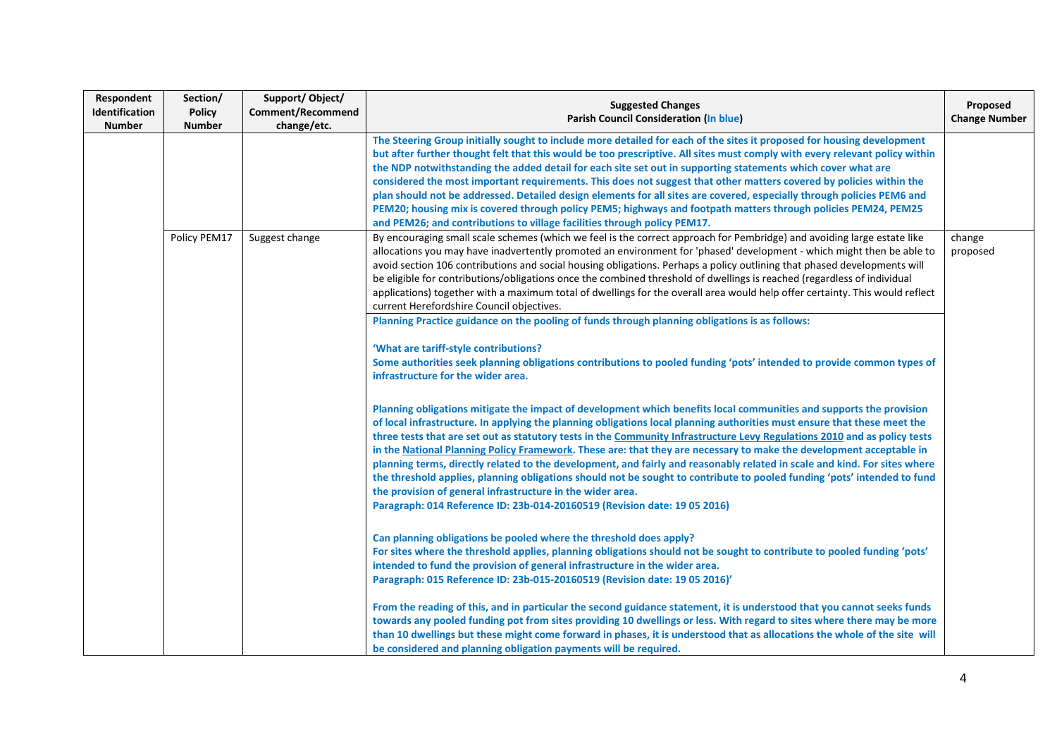| Respondent Identification Number | Section/ Policy Number | Support/ Object/ Comment/Recommend change/etc. | Suggested Changes<br>Parish Council Consideration (In blue) | Proposed Change Number |
| --- | --- | --- | --- | --- |
| | | | **The Steering Group initially sought to include more detailed for each of the sites it proposed for housing development but after further thought felt that this would be too prescriptive. All sites must comply with every relevant policy within the NDP notwithstanding the added detail for each site set out in supporting statements which cover what are considered the most important requirements. This does not suggest that other matters covered by policies within the plan should not be addressed. Detailed design elements for all sites are covered, especially through policies PEM6 and PEM20; housing mix is covered through policy PEM5; highways and footpath matters through policies PEM24, PEM25 and PEM26; and contributions to village facilities through policy PEM17.** | |
| | Policy PEM17 | Suggest change | By encouraging small scale schemes (which we feel is the correct approach for Pembridge) and avoiding large estate like allocations you may have inadvertently promoted an environment for 'phased' development - which might then be able to avoid section 106 contributions and social housing obligations. Perhaps a policy outlining that phased developments will be eligible for contributions/obligations once the combined threshold of dwellings is reached (regardless of individual applications) together with a maximum total of dwellings for the overall area would help offer certainty. This would reflect current Herefordshire Council objectives. | change proposed |
| | | | **Planning Practice guidance on the pooling of funds through planning obligations is as follows:**<br><br>**'What are tariff-style contributions?**<br>**Some authorities seek planning obligations contributions to pooled funding 'pots' intended to provide common types of infrastructure for the wider area.**<br><br>**Planning obligations mitigate the impact of development which benefits local communities and supports the provision of local infrastructure. In applying the planning obligations local planning authorities must ensure that these meet the three tests that are set out as statutory tests in the Community Infrastructure Levy Regulations 2010 and as policy tests in the National Planning Policy Framework. These are: that they are necessary to make the development acceptable in planning terms, directly related to the development, and fairly and reasonably related in scale and kind. For sites where the threshold applies, planning obligations should not be sought to contribute to pooled funding 'pots' intended to fund the provision of general infrastructure in the wider area.**<br>**Paragraph: 014 Reference ID: 23b-014-20160519 (Revision date: 19 05 2016)**<br><br>**Can planning obligations be pooled where the threshold does apply?**<br>**For sites where the threshold applies, planning obligations should not be sought to contribute to pooled funding 'pots' intended to fund the provision of general infrastructure in the wider area.**<br>**Paragraph: 015 Reference ID: 23b-015-20160519 (Revision date: 19 05 2016)'**<br><br>**From the reading of this, and in particular the second guidance statement, it is understood that you cannot seeks funds towards any pooled funding pot from sites providing 10 dwellings or less. With regard to sites where there may be more than 10 dwellings but these might come forward in phases, it is understood that as allocations the whole of the site will be considered and planning obligation payments will be required.** | |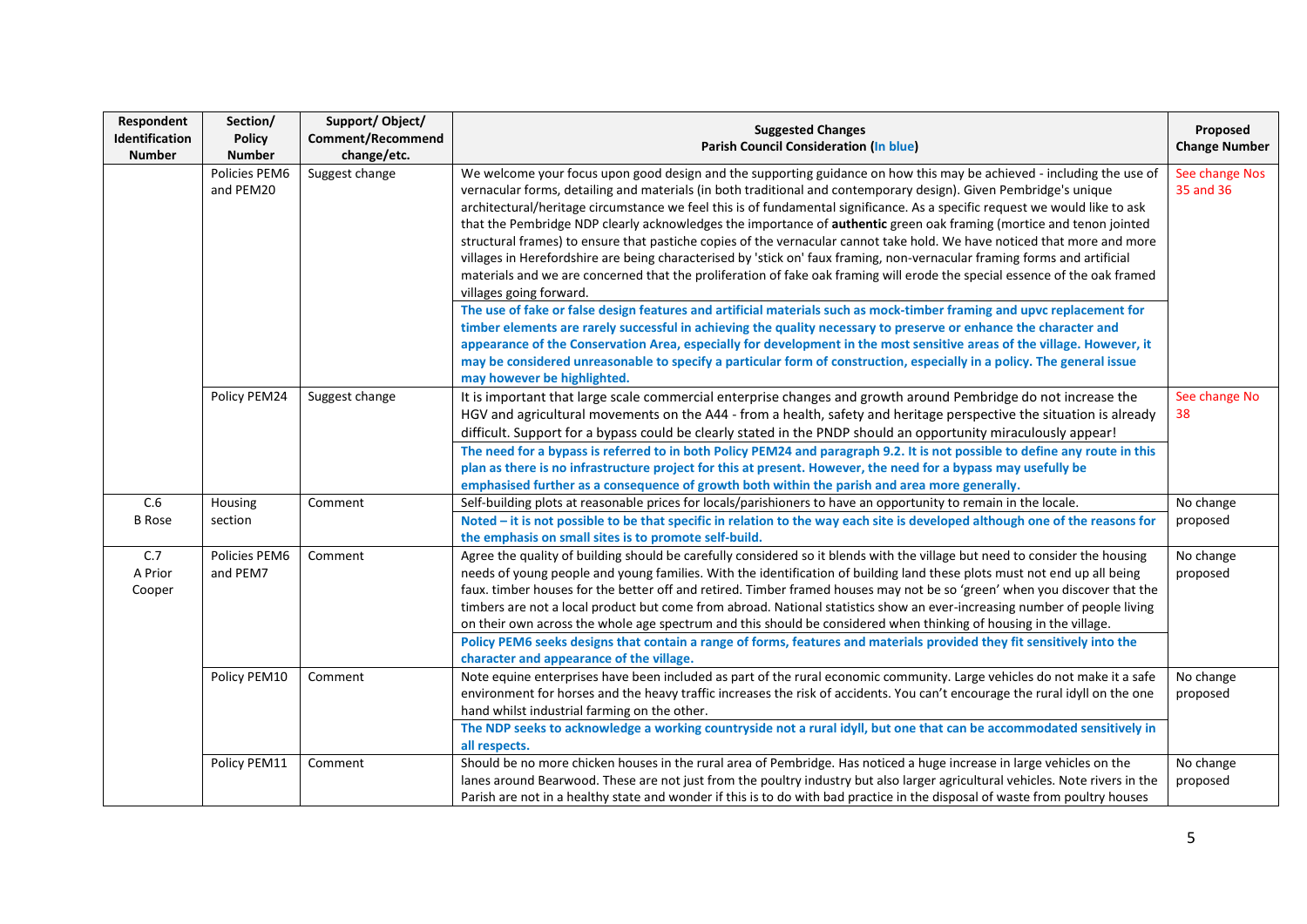| Respondent Identification Number | Section/ Policy Number | Support/ Object/ Comment/Recommend change/etc. | Suggested Changes<br>Parish Council Consideration (In blue) | Proposed Change Number |
|---|---|---|---|---|
| | Policies PEM6 and PEM20 | Suggest change | We welcome your focus upon good design and the supporting guidance on how this may be achieved - including the use of vernacular forms, detailing and materials (in both traditional and contemporary design). Given Pembridge's unique architectural/heritage circumstance we feel this is of fundamental significance. As a specific request we would like to ask that the Pembridge NDP clearly acknowledges the importance of **authentic** green oak framing (mortice and tenon jointed structural frames) to ensure that pastiche copies of the vernacular cannot take hold. We have noticed that more and more villages in Herefordshire are being characterised by 'stick on' faux framing, non-vernacular framing forms and artificial materials and we are concerned that the proliferation of fake oak framing will erode the special essence of the oak framed villages going forward.<br>**The use of fake or false design features and artificial materials such as mock-timber framing and upvc replacement for timber elements are rarely successful in achieving the quality necessary to preserve or enhance the character and appearance of the Conservation Area, especially for development in the most sensitive areas of the village. However, it may be considered unreasonable to specify a particular form of construction, especially in a policy. The general issue may however be highlighted.** | See change Nos 35 and 36 |
| | Policy PEM24 | Suggest change | It is important that large scale commercial enterprise changes and growth around Pembridge do not increase the HGV and agricultural movements on the A44 - from a health, safety and heritage perspective the situation is already difficult. Support for a bypass could be clearly stated in the PNDP should an opportunity miraculously appear!<br>**The need for a bypass is referred to in both Policy PEM24 and paragraph 9.2. It is not possible to define any route in this plan as there is no infrastructure project for this at present. However, the need for a bypass may usefully be emphasised further as a consequence of growth both within the parish and area more generally.** | See change No 38 |
| C.6<br>B Rose | Housing section | Comment | Self-building plots at reasonable prices for locals/parishioners to have an opportunity to remain in the locale.<br>**Noted – it is not possible to be that specific in relation to the way each site is developed although one of the reasons for the emphasis on small sites is to promote self-build.** | No change proposed |
| C.7<br>A Prior Cooper | Policies PEM6 and PEM7 | Comment | Agree the quality of building should be carefully considered so it blends with the village but need to consider the housing needs of young people and young families. With the identification of building land these plots must not end up all being faux. timber houses for the better off and retired. Timber framed houses may not be so 'green' when you discover that the timbers are not a local product but come from abroad. National statistics show an ever-increasing number of people living on their own across the whole age spectrum and this should be considered when thinking of housing in the village.<br>**Policy PEM6 seeks designs that contain a range of forms, features and materials provided they fit sensitively into the character and appearance of the village.** | No change proposed |
| | Policy PEM10 | Comment | Note equine enterprises have been included as part of the rural economic community. Large vehicles do not make it a safe environment for horses and the heavy traffic increases the risk of accidents. You can't encourage the rural idyll on the one hand whilst industrial farming on the other.<br>**The NDP seeks to acknowledge a working countryside not a rural idyll, but one that can be accommodated sensitively in all respects.** | No change proposed |
| | Policy PEM11 | Comment | Should be no more chicken houses in the rural area of Pembridge. Has noticed a huge increase in large vehicles on the lanes around Bearwood. These are not just from the poultry industry but also larger agricultural vehicles. Note rivers in the Parish are not in a healthy state and wonder if this is to do with bad practice in the disposal of waste from poultry houses | No change proposed |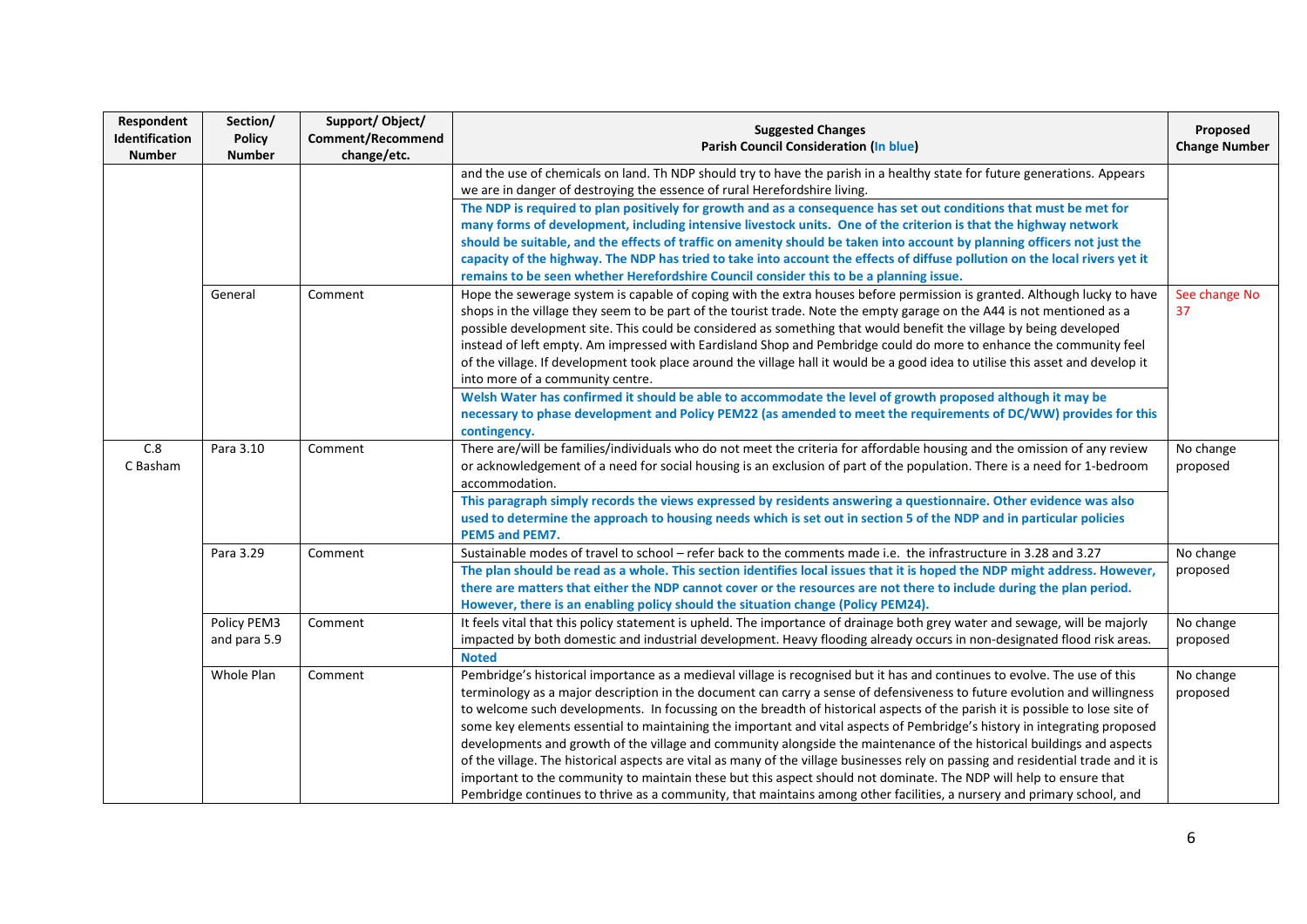| Respondent Identification Number | Section/ Policy Number | Support/ Object/ Comment/Recommend change/etc. | Suggested Changes<br>Parish Council Consideration (In blue) | Proposed Change Number |
|---|---|---|---|---|
| | | | and the use of chemicals on land. Th NDP should try to have the parish in a healthy state for future generations. Appears we are in danger of destroying the essence of rural Herefordshire living.<br>**The NDP is required to plan positively for growth and as a consequence has set out conditions that must be met for many forms of development, including intensive livestock units. One of the criterion is that the highway network should be suitable, and the effects of traffic on amenity should be taken into account by planning officers not just the capacity of the highway. The NDP has tried to take into account the effects of diffuse pollution on the local rivers yet it remains to be seen whether Herefordshire Council consider this to be a planning issue.** | |
| | General | Comment | Hope the sewerage system is capable of coping with the extra houses before permission is granted. Although lucky to have shops in the village they seem to be part of the tourist trade. Note the empty garage on the A44 is not mentioned as a possible development site. This could be considered as something that would benefit the village by being developed instead of left empty. Am impressed with Eardisland Shop and Pembridge could do more to enhance the community feel of the village. If development took place around the village hall it would be a good idea to utilise this asset and develop it into more of a community centre.<br>**Welsh Water has confirmed it should be able to accommodate the level of growth proposed although it may be necessary to phase development and Policy PEM22 (as amended to meet the requirements of DC/WW) provides for this contingency.** | See change No 37 |
| C.8<br>C Basham | Para 3.10 | Comment | There are/will be families/individuals who do not meet the criteria for affordable housing and the omission of any review or acknowledgement of a need for social housing is an exclusion of part of the population. There is a need for 1-bedroom accommodation.<br>**This paragraph simply records the views expressed by residents answering a questionnaire. Other evidence was also used to determine the approach to housing needs which is set out in section 5 of the NDP and in particular policies PEM5 and PEM7.** | No change proposed |
| | Para 3.29 | Comment | Sustainable modes of travel to school – refer back to the comments made i.e. the infrastructure in 3.28 and 3.27<br>**The plan should be read as a whole. This section identifies local issues that it is hoped the NDP might address. However, there are matters that either the NDP cannot cover or the resources are not there to include during the plan period. However, there is an enabling policy should the situation change (Policy PEM24).** | No change proposed |
| | Policy PEM3 and para 5.9 | Comment | It feels vital that this policy statement is upheld. The importance of drainage both grey water and sewage, will be majorly impacted by both domestic and industrial development. Heavy flooding already occurs in non-designated flood risk areas.<br>**Noted** | No change proposed |
| | Whole Plan | Comment | Pembridge's historical importance as a medieval village is recognised but it has and continues to evolve. The use of this terminology as a major description in the document can carry a sense of defensiveness to future evolution and willingness to welcome such developments. In focussing on the breadth of historical aspects of the parish it is possible to lose site of some key elements essential to maintaining the important and vital aspects of Pembridge's history in integrating proposed developments and growth of the village and community alongside the maintenance of the historical buildings and aspects of the village. The historical aspects are vital as many of the village businesses rely on passing and residential trade and it is important to the community to maintain these but this aspect should not dominate. The NDP will help to ensure that Pembridge continues to thrive as a community, that maintains among other facilities, a nursery and primary school, and | No change proposed |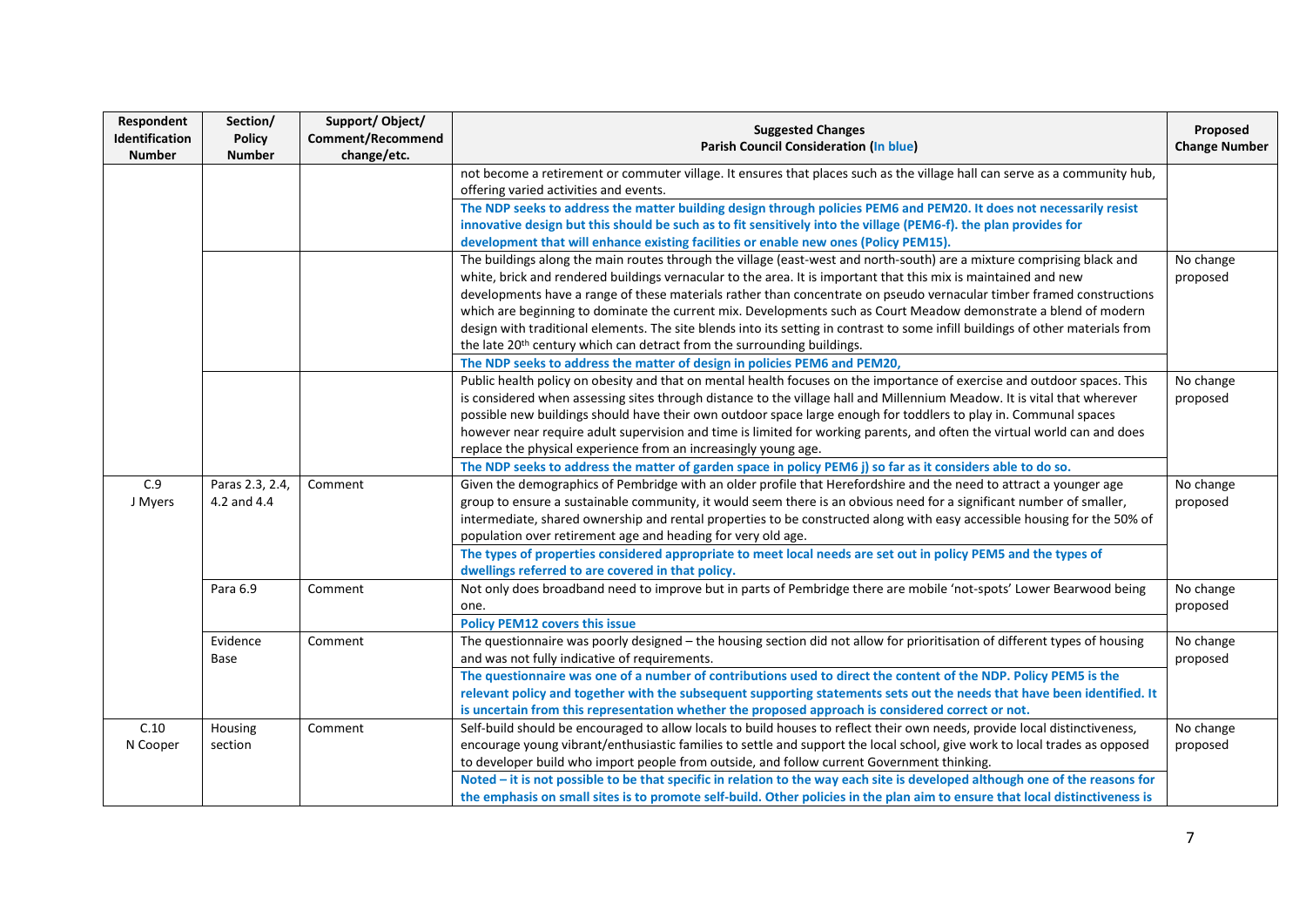| Respondent Identification Number | Section/ Policy Number | Support/ Object/ Comment/Recommend change/etc. | Suggested Changes<br>Parish Council Consideration (In blue) | Proposed Change Number |
|---|---|---|---|---|
| | | | not become a retirement or commuter village. It ensures that places such as the village hall can serve as a community hub, offering varied activities and events.<br>**The NDP seeks to address the matter building design through policies PEM6 and PEM20. It does not necessarily resist innovative design but this should be such as to fit sensitively into the village (PEM6-f). the plan provides for development that will enhance existing facilities or enable new ones (Policy PEM15).** | |
| | | | The buildings along the main routes through the village (east-west and north-south) are a mixture comprising black and white, brick and rendered buildings vernacular to the area. It is important that this mix is maintained and new developments have a range of these materials rather than concentrate on pseudo vernacular timber framed constructions which are beginning to dominate the current mix. Developments such as Court Meadow demonstrate a blend of modern design with traditional elements. The site blends into its setting in contrast to some infill buildings of other materials from the late 20th century which can detract from the surrounding buildings.<br>**The NDP seeks to address the matter of design in policies PEM6 and PEM20,** | No change proposed |
| | | | Public health policy on obesity and that on mental health focuses on the importance of exercise and outdoor spaces. This is considered when assessing sites through distance to the village hall and Millennium Meadow. It is vital that wherever possible new buildings should have their own outdoor space large enough for toddlers to play in. Communal spaces however near require adult supervision and time is limited for working parents, and often the virtual world can and does replace the physical experience from an increasingly young age.<br>**The NDP seeks to address the matter of garden space in policy PEM6 j) so far as it considers able to do so.** | No change proposed |
| C.9<br>J Myers | Paras 2.3, 2.4, 4.2 and 4.4 | Comment | Given the demographics of Pembridge with an older profile that Herefordshire and the need to attract a younger age group to ensure a sustainable community, it would seem there is an obvious need for a significant number of smaller, intermediate, shared ownership and rental properties to be constructed along with easy accessible housing for the 50% of population over retirement age and heading for very old age.<br>**The types of properties considered appropriate to meet local needs are set out in policy PEM5 and the types of dwellings referred to are covered in that policy.** | No change proposed |
| | Para 6.9 | Comment | Not only does broadband need to improve but in parts of Pembridge there are mobile 'not-spots' Lower Bearwood being one.<br>**Policy PEM12 covers this issue** | No change proposed |
| | Evidence Base | Comment | The questionnaire was poorly designed – the housing section did not allow for prioritisation of different types of housing and was not fully indicative of requirements.<br>**The questionnaire was one of a number of contributions used to direct the content of the NDP. Policy PEM5 is the relevant policy and together with the subsequent supporting statements sets out the needs that have been identified. It is uncertain from this representation whether the proposed approach is considered correct or not.** | No change proposed |
| C.10<br>N Cooper | Housing section | Comment | Self-build should be encouraged to allow locals to build houses to reflect their own needs, provide local distinctiveness, encourage young vibrant/enthusiastic families to settle and support the local school, give work to local trades as opposed to developer build who import people from outside, and follow current Government thinking.<br>**Noted – it is not possible to be that specific in relation to the way each site is developed although one of the reasons for the emphasis on small sites is to promote self-build. Other policies in the plan aim to ensure that local distinctiveness is** | No change proposed |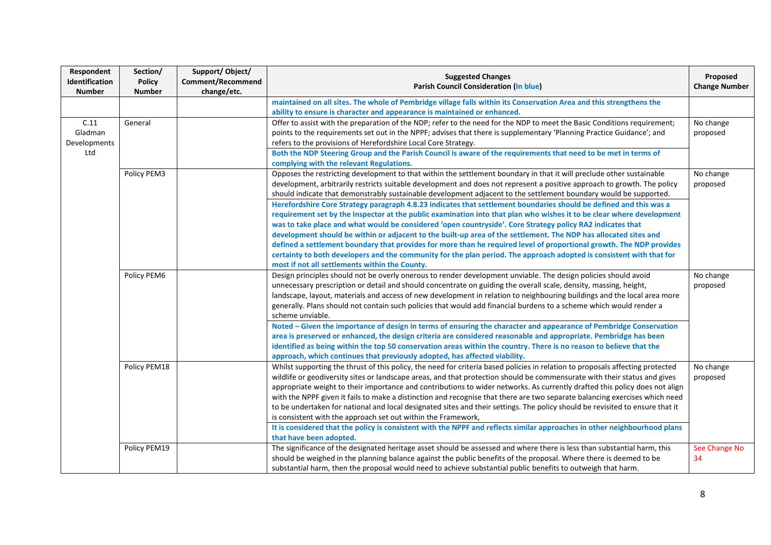| Respondent Identification Number | Section/ Policy Number | Support/ Object/ Comment/Recommend change/etc. | Suggested Changes<br>Parish Council Consideration (In blue) | Proposed Change Number |
|---|---|---|---|---|
| | | | **maintained on all sites. The whole of Pembridge village falls within its Conservation Area and this strengthens the ability to ensure is character and appearance is maintained or enhanced.** | |
| C.11 Gladman Developments Ltd | General | | Offer to assist with the preparation of the NDP; refer to the need for the NDP to meet the Basic Conditions requirement; points to the requirements set out in the NPPF; advises that there is supplementary 'Planning Practice Guidance'; and refers to the provisions of Herefordshire Local Core Strategy.<br>**Both the NDP Steering Group and the Parish Council is aware of the requirements that need to be met in terms of complying with the relevant Regulations.** | No change proposed |
| | Policy PEM3 | | Opposes the restricting development to that within the settlement boundary in that it will preclude other sustainable development, arbitrarily restricts suitable development and does not represent a positive approach to growth. The policy should indicate that demonstrably sustainable development adjacent to the settlement boundary would be supported.<br>**Herefordshire Core Strategy paragraph 4.8.23 indicates that settlement boundaries should be defined and this was a requirement set by the Inspector at the public examination into that plan who wishes it to be clear where development was to take place and what would be considered 'open countryside'. Core Strategy policy RA2 indicates that development should be within or adjacent to the built-up area of the settlement. The NDP has allocated sites and defined a settlement boundary that provides for more than he required level of proportional growth. The NDP provides certainty to both developers and the community for the plan period. The approach adopted is consistent with that for most if not all settlements within the County.** | No change proposed |
| | Policy PEM6 | | Design principles should not be overly onerous to render development unviable. The design policies should avoid unnecessary prescription or detail and should concentrate on guiding the overall scale, density, massing, height, landscape, layout, materials and access of new development in relation to neighbouring buildings and the local area more generally. Plans should not contain such policies that would add financial burdens to a scheme which would render a scheme unviable.<br>**Noted – Given the importance of design in terms of ensuring the character and appearance of Pembridge Conservation area is preserved or enhanced, the design criteria are considered reasonable and appropriate. Pembridge has been identified as being within the top 50 conservation areas within the country. There is no reason to believe that the approach, which continues that previously adopted, has affected viability.** | No change proposed |
| | Policy PEM18 | | Whilst supporting the thrust of this policy, the need for criteria based policies in relation to proposals affecting protected wildlife or geodiversity sites or landscape areas, and that protection should be commensurate with their status and gives appropriate weight to their importance and contributions to wider networks. As currently drafted this policy does not align with the NPPF given it fails to make a distinction and recognise that there are two separate balancing exercises which need to be undertaken for national and local designated sites and their settings. The policy should be revisited to ensure that it is consistent with the approach set out within the Framework,<br>**It is considered that the policy is consistent with the NPPF and reflects similar approaches in other neighbourhood plans that have been adopted.** | No change proposed |
| | Policy PEM19 | | The significance of the designated heritage asset should be assessed and where there is less than substantial harm, this should be weighed in the planning balance against the public benefits of the proposal. Where there is deemed to be substantial harm, then the proposal would need to achieve substantial public benefits to outweigh that harm. | See Change No 34 |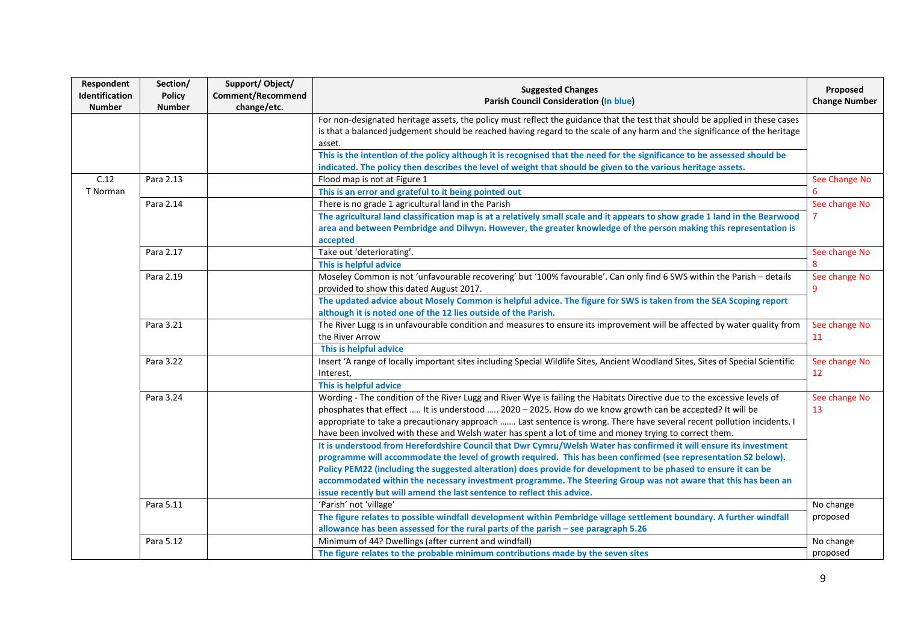| Respondent Identification Number | Section/ Policy Number | Support/ Object/ Comment/Recommend change/etc. | Suggested Changes<br>Parish Council Consideration (In blue) | Proposed Change Number |
|---|---|---|---|---|
| | | | For non-designated heritage assets, the policy must reflect the guidance that the test that should be applied in these cases is that a balanced judgement should be reached having regard to the scale of any harm and the significance of the heritage asset.<br>**This is the intention of the policy although it is recognised that the need for the significance to be assessed should be indicated. The policy then describes the level of weight that should be given to the various heritage assets.** | |
| C.12<br>T Norman | Para 2.13 | | Flood map is not at Figure 1<br>**This is an error and grateful to it being pointed out** | See Change No 6 |
| | Para 2.14 | | There is no grade 1 agricultural land in the Parish<br>**The agricultural land classification map is at a relatively small scale and it appears to show grade 1 land in the Bearwood area and between Pembridge and Dilwyn. However, the greater knowledge of the person making this representation is accepted** | See change No 7 |
| | Para 2.17 | | Take out 'deteriorating'.<br>**This is helpful advice** | See change No 8 |
| | Para 2.19 | | Moseley Common is not 'unfavourable recovering' but '100% favourable'. Can only find 6 SWS within the Parish – details provided to show this dated August 2017.<br>**The updated advice about Mosely Common is helpful advice. The figure for SWS is taken from the SEA Scoping report although it is noted one of the 12 lies outside of the Parish.** | See change No 9 |
| | Para 3.21 | | The River Lugg is in unfavourable condition and measures to ensure its improvement will be affected by water quality from the River Arrow<br>**This is helpful advice** | See change No 11 |
| | Para 3.22 | | Insert 'A range of locally important sites including Special Wildlife Sites, Ancient Woodland Sites, Sites of Special Scientific Interest,<br>**This is helpful advice** | See change No 12 |
| | Para 3.24 | | Wording - The condition of the River Lugg and River Wye is failing the Habitats Directive due to the excessive levels of phosphates that effect ….. It is understood ….. 2020 – 2025. How do we know growth can be accepted? It will be appropriate to take a precautionary approach ……. Last sentence is wrong. There have several recent pollution incidents. I have been involved with these and Welsh water has spent a lot of time and money trying to correct them.<br>**It is understood from Herefordshire Council that Dwr Cymru/Welsh Water has confirmed it will ensure its investment programme will accommodate the level of growth required. This has been confirmed (see representation S2 below). Policy PEM22 (including the suggested alteration) does provide for development to be phased to ensure it can be accommodated within the necessary investment programme. The Steering Group was not aware that this has been an issue recently but will amend the last sentence to reflect this advice.** | See change No 13 |
| | Para 5.11 | | 'Parish' not 'village'<br>**The figure relates to possible windfall development within Pembridge village settlement boundary. A further windfall allowance has been assessed for the rural parts of the parish – see paragraph 5.26** | No change proposed |
| | Para 5.12 | | Minimum of 44? Dwellings (after current and windfall)<br>**The figure relates to the probable minimum contributions made by the seven sites** | No change proposed |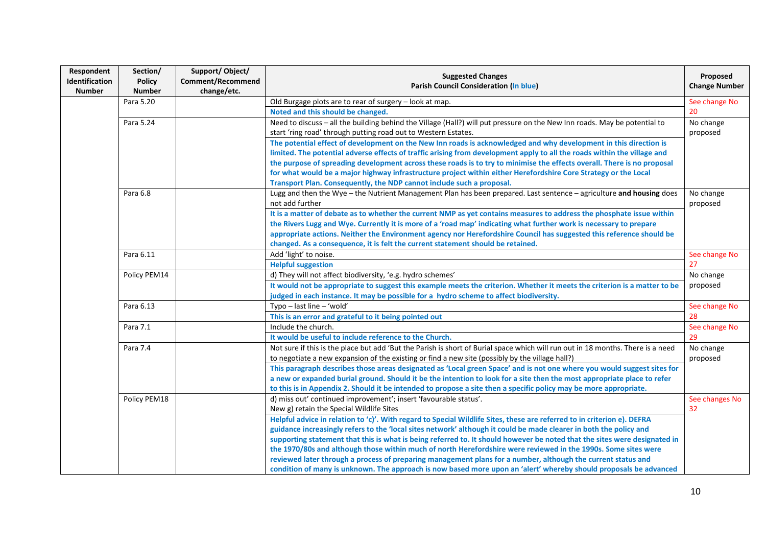| Respondent Identification Number | Section/ Policy Number | Support/ Object/ Comment/Recommend change/etc. | Suggested Changes Parish Council Consideration (In blue) | Proposed Change Number |
|---|---|---|---|---|
| | Para 5.20 | | Old Burgage plots are to rear of surgery – look at map. | See change No 20 |
| | | | **Noted and this should be changed.** | |
| | Para 5.24 | | Need to discuss – all the building behind the Village (Hall?) will put pressure on the New Inn roads. May be potential to start 'ring road' through putting road out to Western Estates. | No change proposed |
| | | | **The potential effect of development on the New Inn roads is acknowledged and why development in this direction is limited. The potential adverse effects of traffic arising from development apply to all the roads within the village and the purpose of spreading development across these roads is to try to minimise the effects overall. There is no proposal for what would be a major highway infrastructure project within either Herefordshire Core Strategy or the Local Transport Plan. Consequently, the NDP cannot include such a proposal.** | |
| | Para 6.8 | | Lugg and then the Wye – the Nutrient Management Plan has been prepared. Last sentence – agriculture **and housing** does not add further | No change proposed |
| | | | **It is a matter of debate as to whether the current NMP as yet contains measures to address the phosphate issue within the Rivers Lugg and Wye. Currently it is more of a 'road map' indicating what further work is necessary to prepare appropriate actions. Neither the Environment agency nor Herefordshire Council has suggested this reference should be changed. As a consequence, it is felt the current statement should be retained.** | |
| | Para 6.11 | | Add 'light' to noise. | See change No 27 |
| | | | **Helpful suggestion** | |
| | Policy PEM14 | | d) They will not affect biodiversity, 'e.g. hydro schemes' | No change proposed |
| | | | **It would not be appropriate to suggest this example meets the criterion. Whether it meets the criterion is a matter to be judged in each instance. It may be possible for a hydro scheme to affect biodiversity.** | |
| | Para 6.13 | | Typo – last line – 'wold' | See change No 28 |
| | | | **This is an error and grateful to it being pointed out** | |
| | Para 7.1 | | Include the church. | See change No 29 |
| | | | **It would be useful to include reference to the Church.** | |
| | Para 7.4 | | Not sure if this is the place but add 'But the Parish is short of Burial space which will run out in 18 months. There is a need to negotiate a new expansion of the existing or find a new site (possibly by the village hall?) | No change proposed |
| | | | **This paragraph describes those areas designated as 'Local green Space' and is not one where you would suggest sites for a new or expanded burial ground. Should it be the intention to look for a site then the most appropriate place to refer to this is in Appendix 2. Should it be intended to propose a site then a specific policy may be more appropriate.** | |
| | Policy PEM18 | | d) miss out' continued improvement'; insert 'favourable status'. New g) retain the Special Wildlife Sites | See changes No 32 |
| | | | **Helpful advice in relation to 'c)'. With regard to Special Wildlife Sites, these are referred to in criterion e). DEFRA guidance increasingly refers to the 'local sites network' although it could be made clearer in both the policy and supporting statement that this is what is being referred to. It should however be noted that the sites were designated in the 1970/80s and although those within much of north Herefordshire were reviewed in the 1990s. Some sites were reviewed later through a process of preparing management plans for a number, although the current status and condition of many is unknown. The approach is now based more upon an 'alert' whereby should proposals be advanced** | |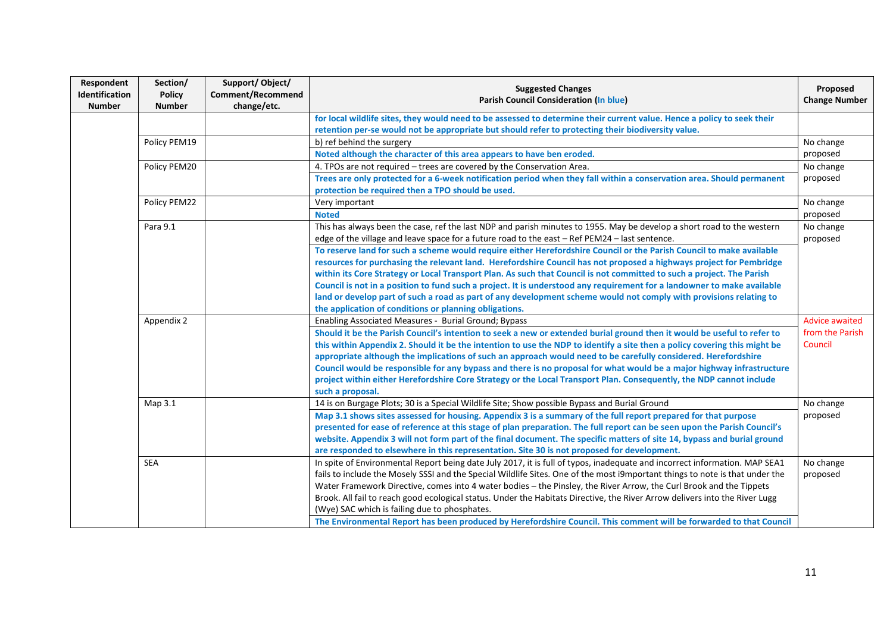| Respondent Identification Number | Section/ Policy Number | Support/ Object/ Comment/Recommend change/etc. | Suggested Changes<br>Parish Council Consideration (In blue) | Proposed Change Number |
|---|---|---|---|---|
| | | | **for local wildlife sites, they would need to be assessed to determine their current value. Hence a policy to seek their retention per-se would not be appropriate but should refer to protecting their biodiversity value.** | |
| | Policy PEM19 | | b) ref behind the surgery<br>**Noted although the character of this area appears to have been eroded.** | No change proposed |
| | Policy PEM20 | | 4. TPOs are not required – trees are covered by the Conservation Area.<br>**Trees are only protected for a 6-week notification period when they fall within a conservation area. Should permanent protection be required then a TPO should be used.** | No change proposed |
| | Policy PEM22 | | Very important<br>**Noted** | No change proposed |
| | Para 9.1 | | This has always been the case, ref the last NDP and parish minutes to 1955. May be develop a short road to the western edge of the village and leave space for a future road to the east – Ref PEM24 – last sentence.<br>**To reserve land for such a scheme would require either Herefordshire Council or the Parish Council to make available resources for purchasing the relevant land. Herefordshire Council has not proposed a highways project for Pembridge within its Core Strategy or Local Transport Plan. As such that Council is not committed to such a project. The Parish Council is not in a position to fund such a project. It is understood any requirement for a landowner to make available land or develop part of such a road as part of any development scheme would not comply with provisions relating to the application of conditions or planning obligations.** | No change proposed |
| | Appendix 2 | | Enabling Associated Measures - Burial Ground; Bypass<br>**Should it be the Parish Council's intention to seek a new or extended burial ground then it would be useful to refer to this within Appendix 2. Should it be the intention to use the NDP to identify a site then a policy covering this might be appropriate although the implications of such an approach would need to be carefully considered. Herefordshire Council would be responsible for any bypass and there is no proposal for what would be a major highway infrastructure project within either Herefordshire Core Strategy or the Local Transport Plan. Consequently, the NDP cannot include such a proposal.** | Advice awaited from the Parish Council |
| | Map 3.1 | | 14 is on Burgage Plots; 30 is a Special Wildlife Site; Show possible Bypass and Burial Ground<br>**Map 3.1 shows sites assessed for housing. Appendix 3 is a summary of the full report prepared for that purpose presented for ease of reference at this stage of plan preparation. The full report can be seen upon the Parish Council's website. Appendix 3 will not form part of the final document. The specific matters of site 14, bypass and burial ground are responded to elsewhere in this representation. Site 30 is not proposed for development.** | No change proposed |
| | SEA | | In spite of Environmental Report being date July 2017, it is full of typos, inadequate and incorrect information. MAP SEA1 fails to include the Mosely SSSI and the Special Wildlife Sites. One of the most i9mportant things to note is that under the Water Framework Directive, comes into 4 water bodies – the Pinsley, the River Arrow, the Curl Brook and the Tippets Brook. All fail to reach good ecological status. Under the Habitats Directive, the River Arrow delivers into the River Lugg (Wye) SAC which is failing due to phosphates.<br>**The Environmental Report has been produced by Herefordshire Council. This comment will be forwarded to that Council** | No change proposed |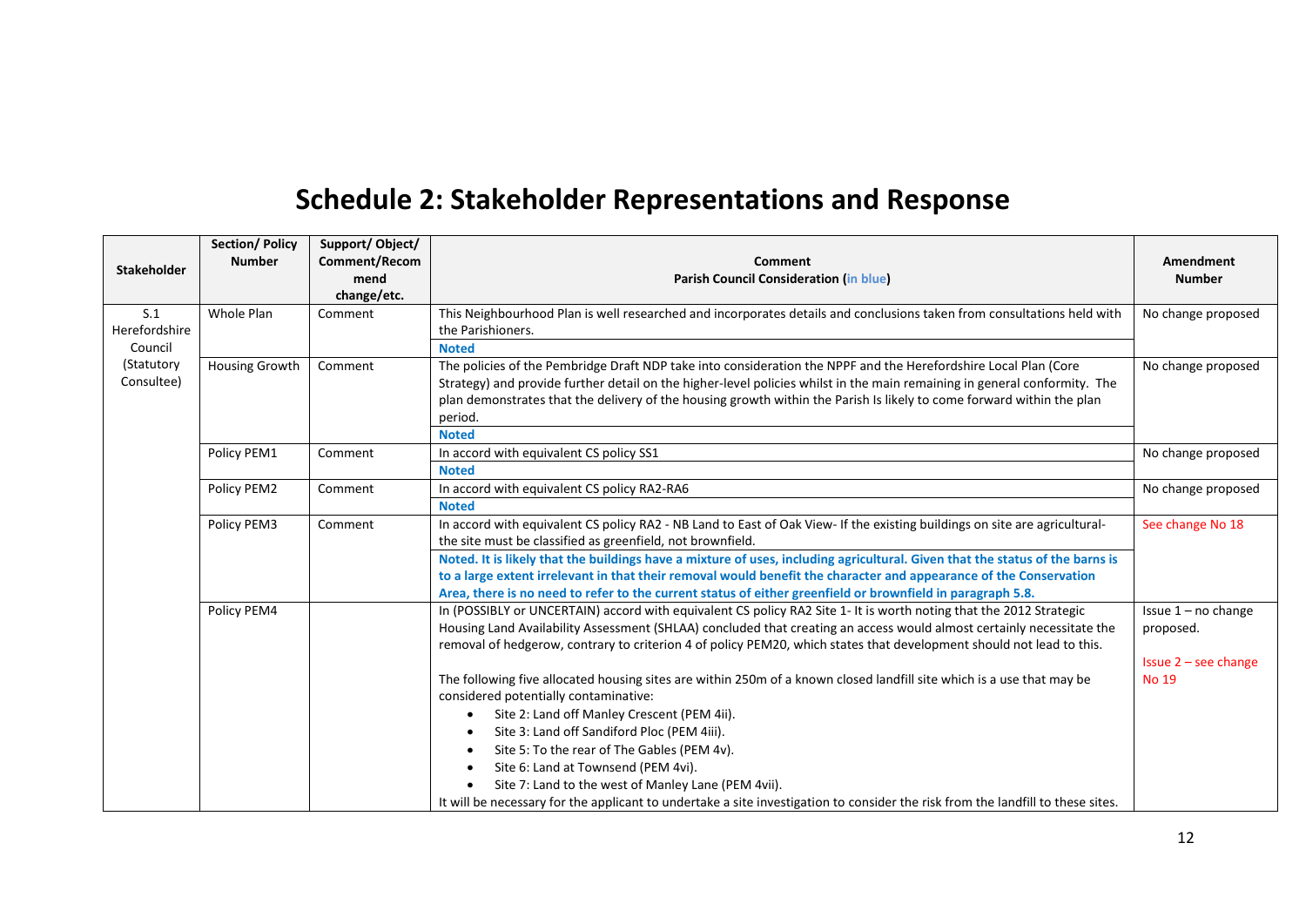# Schedule 2: Stakeholder Representations and Response

| Stakeholder | Section/ Policy Number | Support/ Object/ Comment/Recommend change/etc. | Comment<br>Parish Council Consideration (in blue) | Amendment Number |
|---|---|---|---|---|
| S.1 Herefordshire Council (Statutory Consultee) | Whole Plan | Comment | This Neighbourhood Plan is well researched and incorporates details and conclusions taken from consultations held with the Parishioners.<br>**Noted** | No change proposed |
| | Housing Growth | Comment | The policies of the Pembridge Draft NDP take into consideration the NPPF and the Herefordshire Local Plan (Core Strategy) and provide further detail on the higher-level policies whilst in the main remaining in general conformity. The plan demonstrates that the delivery of the housing growth within the Parish Is likely to come forward within the plan period.<br>**Noted** | No change proposed |
| | Policy PEM1 | Comment | In accord with equivalent CS policy SS1<br>**Noted** | No change proposed |
| | Policy PEM2 | Comment | In accord with equivalent CS policy RA2-RA6<br>**Noted** | No change proposed |
| | Policy PEM3 | Comment | In accord with equivalent CS policy RA2 - NB Land to East of Oak View- If the existing buildings on site are agricultural- the site must be classified as greenfield, not brownfield.<br>**Noted. It is likely that the buildings have a mixture of uses, including agricultural. Given that the status of the barns is to a large extent irrelevant in that their removal would benefit the character and appearance of the Conservation Area, there is no need to refer to the current status of either greenfield or brownfield in paragraph 5.8.** | See change No 18 |
| | Policy PEM4 | | In (POSSIBLY or UNCERTAIN) accord with equivalent CS policy RA2 Site 1- It is worth noting that the 2012 Strategic Housing Land Availability Assessment (SHLAA) concluded that creating an access would almost certainly necessitate the removal of hedgerow, contrary to criterion 4 of policy PEM20, which states that development should not lead to this.<br><br>The following five allocated housing sites are within 250m of a known closed landfill site which is a use that may be considered potentially contaminative:<br>• Site 2: Land off Manley Crescent (PEM 4ii).<br>• Site 3: Land off Sandiford Ploc (PEM 4iii).<br>• Site 5: To the rear of The Gables (PEM 4v).<br>• Site 6: Land at Townsend (PEM 4vi).<br>• Site 7: Land to the west of Manley Lane (PEM 4vii).<br>It will be necessary for the applicant to undertake a site investigation to consider the risk from the landfill to these sites. | Issue 1 – no change proposed.<br><br>Issue 2 – see change No 19 |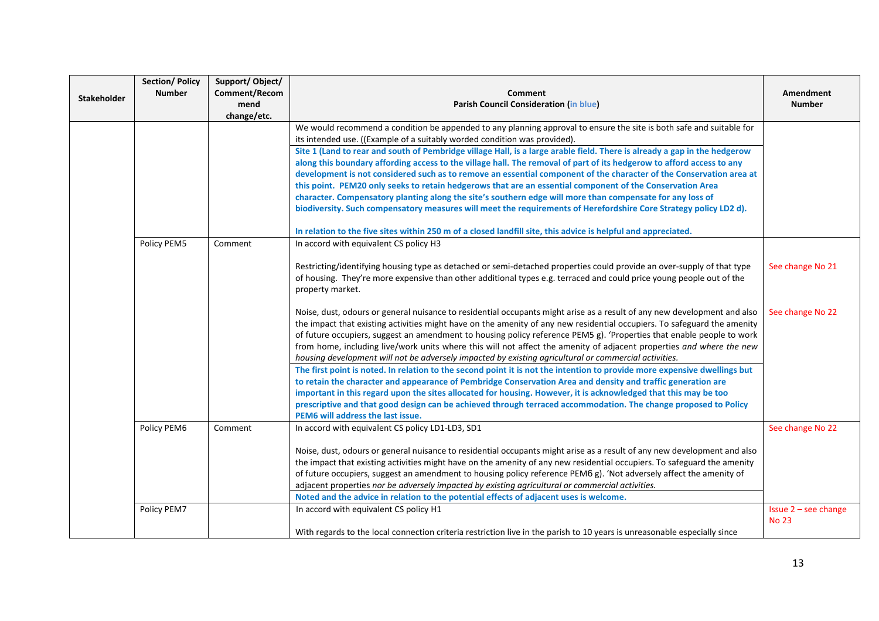| Stakeholder | Section/ Policy Number | Support/ Object/ Comment/Recommend change/etc. | Comment<br>**Parish Council Consideration (in blue)** | Amendment Number |
|---|---|---|---|---|
| | | | We would recommend a condition be appended to any planning approval to ensure the site is both safe and suitable for its intended use. ((Example of a suitably worded condition was provided). | |
| | | | **Site 1 (Land to rear and south of Pembridge village Hall, is a large arable field. There is already a gap in the hedgerow along this boundary affording access to the village hall. The removal of part of its hedgerow to afford access to any development is not considered such as to remove an essential component of the character of the Conservation area at this point. PEM20 only seeks to retain hedgerows that are an essential component of the Conservation Area character. Compensatory planting along the site's southern edge will more than compensate for any loss of biodiversity. Such compensatory measures will meet the requirements of Herefordshire Core Strategy policy LD2 d).**<br><br>**In relation to the five sites within 250 m of a closed landfill site, this advice is helpful and appreciated.** | |
| | Policy PEM5 | Comment | In accord with equivalent CS policy H3<br><br>Restricting/identifying housing type as detached or semi-detached properties could provide an over-supply of that type of housing. They're more expensive than other additional types e.g. terraced and could price young people out of the property market.<br><br>Noise, dust, odours or general nuisance to residential occupants might arise as a result of any new development and also the impact that existing activities might have on the amenity of any new residential occupiers. To safeguard the amenity of future occupiers, suggest an amendment to housing policy reference PEM5 g). 'Properties that enable people to work from home, including live/work units where this will not affect the amenity of adjacent properties *and where the new housing development will not be adversely impacted by existing agricultural or commercial activities.* | See change No 21<br><br>See change No 22 |
| | | | **The first point is noted. In relation to the second point it is not the intention to provide more expensive dwellings but to retain the character and appearance of Pembridge Conservation Area and density and traffic generation are important in this regard upon the sites allocated for housing. However, it is acknowledged that this may be too prescriptive and that good design can be achieved through terraced accommodation. The change proposed to Policy PEM6 will address the last issue.** | |
| | Policy PEM6 | Comment | In accord with equivalent CS policy LD1-LD3, SD1<br><br>Noise, dust, odours or general nuisance to residential occupants might arise as a result of any new development and also the impact that existing activities might have on the amenity of any new residential occupiers. To safeguard the amenity of future occupiers, suggest an amendment to housing policy reference PEM6 g). 'Not adversely affect the amenity of adjacent properties *nor be adversely impacted by existing agricultural or commercial activities.* | See change No 22 |
| | | | **Noted and the advice in relation to the potential effects of adjacent uses is welcome.** | |
| | Policy PEM7 | | In accord with equivalent CS policy H1<br><br>With regards to the local connection criteria restriction live in the parish to 10 years is unreasonable especially since | Issue 2 – see change No 23 |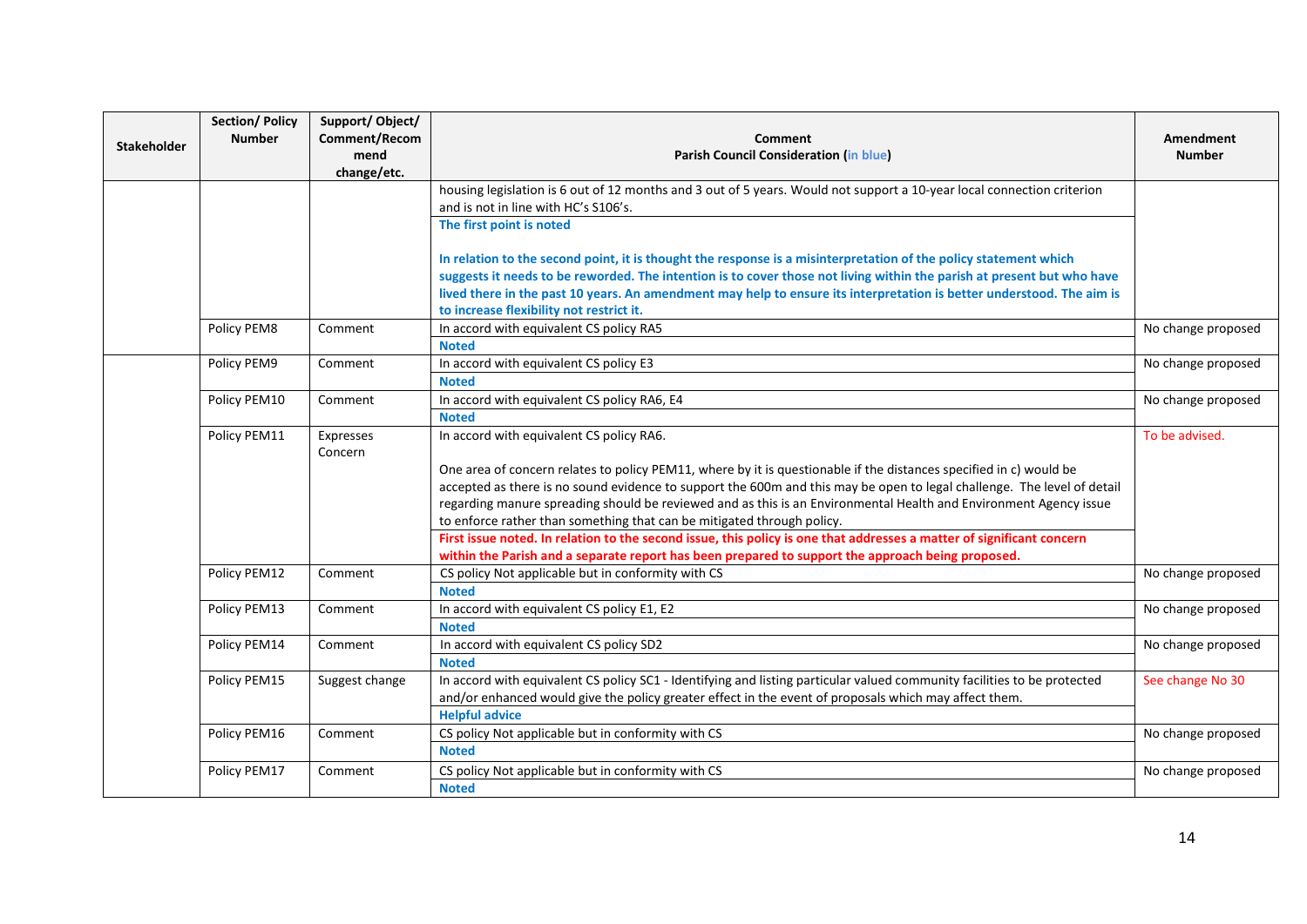| Stakeholder | Section/ Policy Number | Support/ Object/ Comment/Recommend change/etc. | Comment<br>Parish Council Consideration (in blue) | Amendment Number |
|---|---|---|---|---|
| | | | housing legislation is 6 out of 12 months and 3 out of 5 years. Would not support a 10-year local connection criterion and is not in line with HC's S106's.<br>**The first point is noted**<br><br>**In relation to the second point, it is thought the response is a misinterpretation of the policy statement which suggests it needs to be reworded. The intention is to cover those not living within the parish at present but who have lived there in the past 10 years. An amendment may help to ensure its interpretation is better understood. The aim is to increase flexibility not restrict it.** | |
| | Policy PEM8 | Comment | In accord with equivalent CS policy RA5<br>**Noted** | No change proposed |
| | Policy PEM9 | Comment | In accord with equivalent CS policy E3<br>**Noted** | No change proposed |
| | Policy PEM10 | Comment | In accord with equivalent CS policy RA6, E4<br>**Noted** | No change proposed |
| | Policy PEM11 | Expresses Concern | In accord with equivalent CS policy RA6.<br><br>One area of concern relates to policy PEM11, where by it is questionable if the distances specified in c) would be accepted as there is no sound evidence to support the 600m and this may be open to legal challenge. The level of detail regarding manure spreading should be reviewed and as this is an Environmental Health and Environment Agency issue to enforce rather than something that can be mitigated through policy.<br>**First issue noted. In relation to the second issue, this policy is one that addresses a matter of significant concern within the Parish and a separate report has been prepared to support the approach being proposed.** | To be advised. |
| | Policy PEM12 | Comment | CS policy Not applicable but in conformity with CS<br>**Noted** | No change proposed |
| | Policy PEM13 | Comment | In accord with equivalent CS policy E1, E2<br>**Noted** | No change proposed |
| | Policy PEM14 | Comment | In accord with equivalent CS policy SD2<br>**Noted** | No change proposed |
| | Policy PEM15 | Suggest change | In accord with equivalent CS policy SC1 - Identifying and listing particular valued community facilities to be protected and/or enhanced would give the policy greater effect in the event of proposals which may affect them.<br>**Helpful advice** | See change No 30 |
| | Policy PEM16 | Comment | CS policy Not applicable but in conformity with CS<br>**Noted** | No change proposed |
| | Policy PEM17 | Comment | CS policy Not applicable but in conformity with CS<br>**Noted** | No change proposed |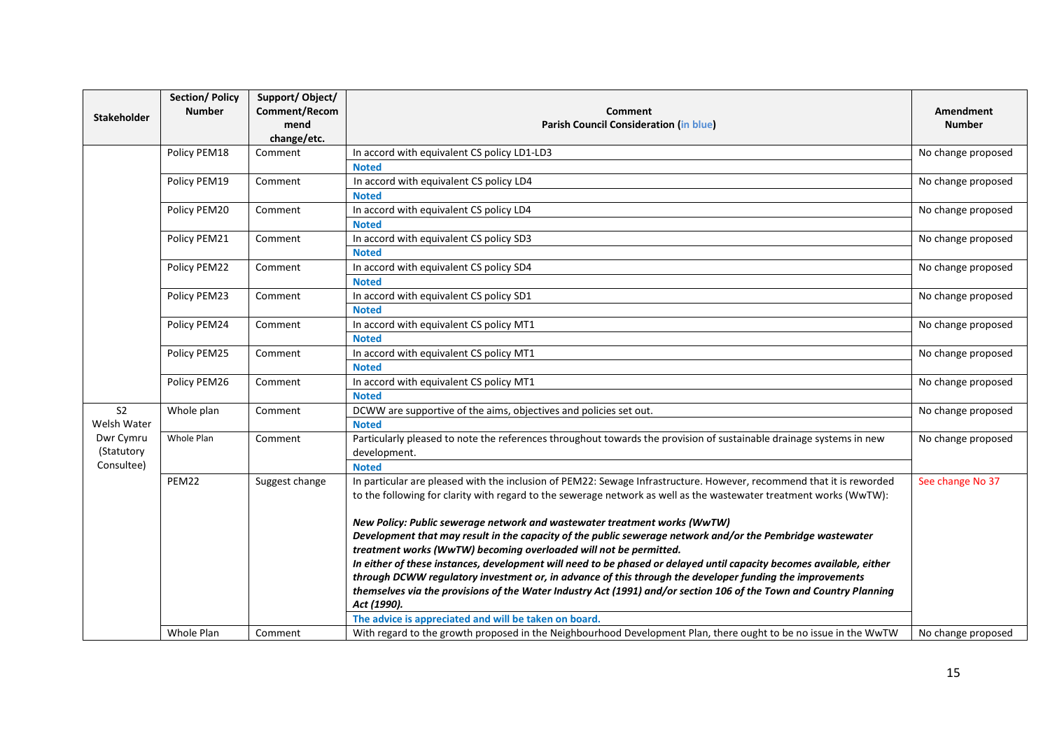| Stakeholder | Section/ Policy Number | Support/ Object/ Comment/Recommend change/etc. | Comment<br>Parish Council Consideration (in blue) | Amendment Number |
|---|---|---|---|---|
| | Policy PEM18 | Comment | In accord with equivalent CS policy LD1-LD3<br>**Noted** | No change proposed |
| | Policy PEM19 | Comment | In accord with equivalent CS policy LD4<br>**Noted** | No change proposed |
| | Policy PEM20 | Comment | In accord with equivalent CS policy LD4<br>**Noted** | No change proposed |
| | Policy PEM21 | Comment | In accord with equivalent CS policy SD3<br>**Noted** | No change proposed |
| | Policy PEM22 | Comment | In accord with equivalent CS policy SD4<br>**Noted** | No change proposed |
| | Policy PEM23 | Comment | In accord with equivalent CS policy SD1<br>**Noted** | No change proposed |
| | Policy PEM24 | Comment | In accord with equivalent CS policy MT1<br>**Noted** | No change proposed |
| | Policy PEM25 | Comment | In accord with equivalent CS policy MT1<br>**Noted** | No change proposed |
| | Policy PEM26 | Comment | In accord with equivalent CS policy MT1<br>**Noted** | No change proposed |
| S2<br>Welsh Water Dwr Cymru (Statutory Consultee) | Whole plan | Comment | DCWW are supportive of the aims, objectives and policies set out.<br>**Noted** | No change proposed |
| | Whole Plan | Comment | Particularly pleased to note the references throughout towards the provision of sustainable drainage systems in new development.<br>**Noted** | No change proposed |
| | PEM22 | Suggest change | In particular are pleased with the inclusion of PEM22: Sewage Infrastructure. However, recommend that it is reworded to the following for clarity with regard to the sewerage network as well as the wastewater treatment works (WwTW):<br><br>***New Policy: Public sewerage network and wastewater treatment works (WwTW)***<br>***Development that may result in the capacity of the public sewerage network and/or the Pembridge wastewater treatment works (WwTW) becoming overloaded will not be permitted.***<br>***In either of these instances, development will need to be phased or delayed until capacity becomes available, either through DCWW regulatory investment or, in advance of this through the developer funding the improvements themselves via the provisions of the Water Industry Act (1991) and/or section 106 of the Town and Country Planning Act (1990).***<br>**The advice is appreciated and will be taken on board.** | See change No 37 |
| | Whole Plan | Comment | With regard to the growth proposed in the Neighbourhood Development Plan, there ought to be no issue in the WwTW | No change proposed |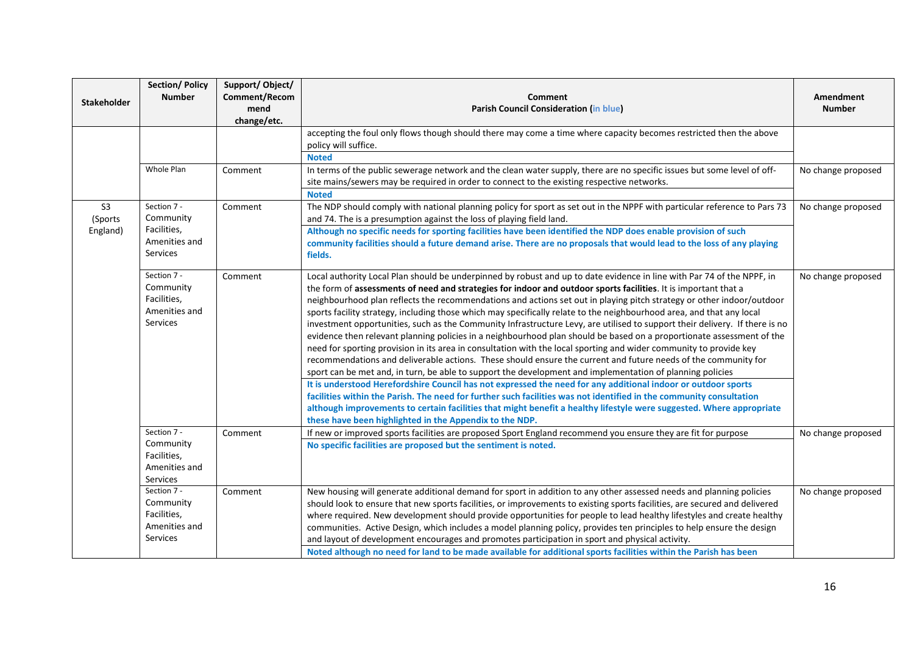| Stakeholder | Section/ Policy Number | Support/ Object/ Comment/Recommend change/etc. | Comment<br>Parish Council Consideration (in blue) | Amendment Number |
|---|---|---|---|---|
| | | | accepting the foul only flows though should there may come a time where capacity becomes restricted then the above policy will suffice.<br>**Noted** | |
| | Whole Plan | Comment | In terms of the public sewerage network and the clean water supply, there are no specific issues but some level of off-site mains/sewers may be required in order to connect to the existing respective networks.<br>**Noted** | No change proposed |
| S3 (Sports England) | Section 7 - Community Facilities, Amenities and Services | Comment | The NDP should comply with national planning policy for sport as set out in the NPPF with particular reference to Pars 73 and 74. The is a presumption against the loss of playing field land.<br>**Although no specific needs for sporting facilities have been identified the NDP does enable provision of such community facilities should a future demand arise. There are no proposals that would lead to the loss of any playing fields.** | No change proposed |
| | Section 7 - Community Facilities, Amenities and Services | Comment | Local authority Local Plan should be underpinned by robust and up to date evidence in line with Par 74 of the NPPF, in the form of **assessments of need and strategies for indoor and outdoor sports facilities**. It is important that a neighbourhood plan reflects the recommendations and actions set out in playing pitch strategy or other indoor/outdoor sports facility strategy, including those which may specifically relate to the neighbourhood area, and that any local investment opportunities, such as the Community Infrastructure Levy, are utilised to support their delivery. If there is no evidence then relevant planning policies in a neighbourhood plan should be based on a proportionate assessment of the need for sporting provision in its area in consultation with the local sporting and wider community to provide key recommendations and deliverable actions. These should ensure the current and future needs of the community for sport can be met and, in turn, be able to support the development and implementation of planning policies<br>**It is understood Herefordshire Council has not expressed the need for any additional indoor or outdoor sports facilities within the Parish. The need for further such facilities was not identified in the community consultation although improvements to certain facilities that might benefit a healthy lifestyle were suggested. Where appropriate these have been highlighted in the Appendix to the NDP.** | No change proposed |
| | Section 7 - Community Facilities, Amenities and Services | Comment | If new or improved sports facilities are proposed Sport England recommend you ensure they are fit for purpose<br>**No specific facilities are proposed but the sentiment is noted.** | No change proposed |
| | Section 7 - Community Facilities, Amenities and Services | Comment | New housing will generate additional demand for sport in addition to any other assessed needs and planning policies should look to ensure that new sports facilities, or improvements to existing sports facilities, are secured and delivered where required. New development should provide opportunities for people to lead healthy lifestyles and create healthy communities. Active Design, which includes a model planning policy, provides ten principles to help ensure the design and layout of development encourages and promotes participation in sport and physical activity.<br>**Noted although no need for land to be made available for additional sports facilities within the Parish has been** | No change proposed |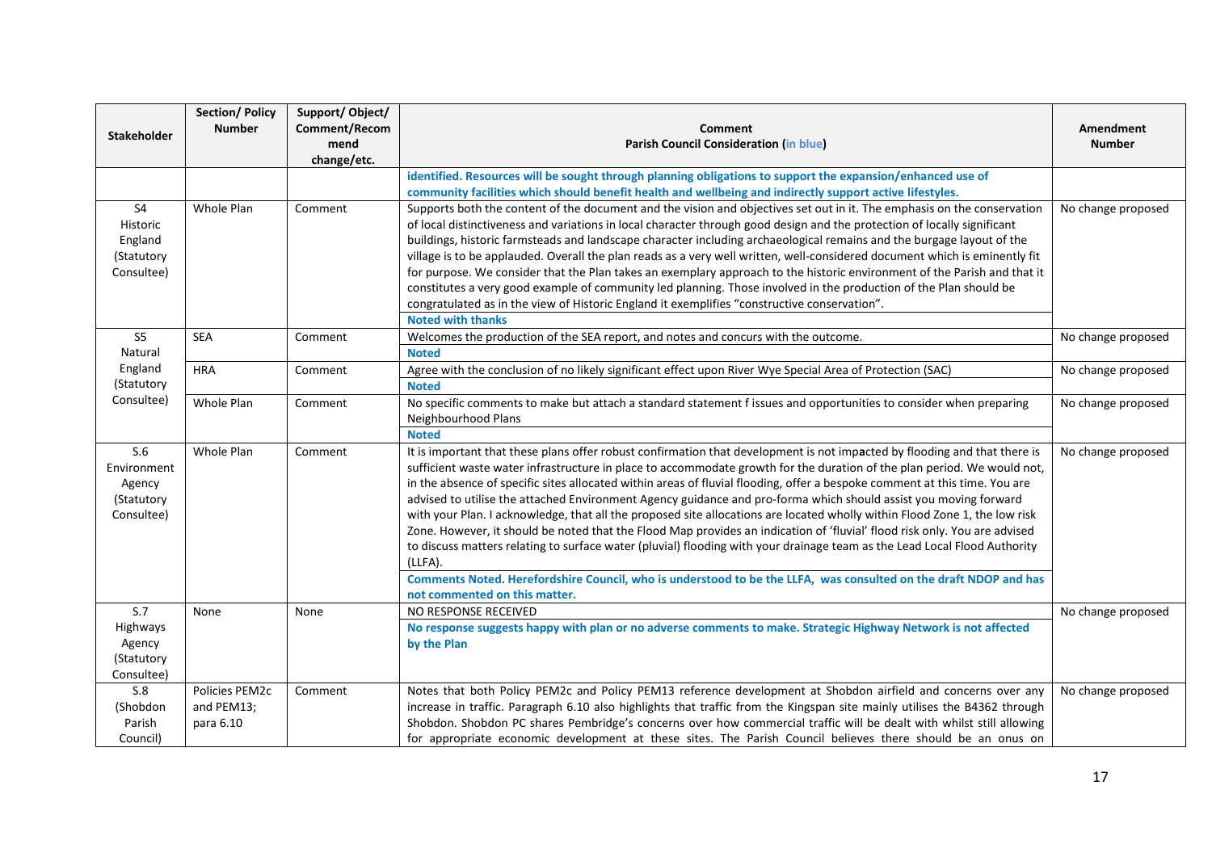| Stakeholder | Section/ Policy Number | Support/ Object/ Comment/Recommend change/etc. | Comment<br>Parish Council Consideration (in blue) | Amendment Number |
|---|---|---|---|---|
| | | | **identified. Resources will be sought through planning obligations to support the expansion/enhanced use of community facilities which should benefit health and wellbeing and indirectly support active lifestyles.** | |
| S4<br>Historic England (Statutory Consultee) | Whole Plan | Comment | Supports both the content of the document and the vision and objectives set out in it. The emphasis on the conservation of local distinctiveness and variations in local character through good design and the protection of locally significant buildings, historic farmsteads and landscape character including archaeological remains and the burgage layout of the village is to be applauded. Overall the plan reads as a very well written, well-considered document which is eminently fit for purpose. We consider that the Plan takes an exemplary approach to the historic environment of the Parish and that it constitutes a very good example of community led planning. Those involved in the production of the Plan should be congratulated as in the view of Historic England it exemplifies “constructive conservation”.<br>**Noted with thanks** | No change proposed |
| S5<br>Natural England (Statutory Consultee) | SEA | Comment | Welcomes the production of the SEA report, and notes and concurs with the outcome.<br>**Noted** | No change proposed |
| | HRA | Comment | Agree with the conclusion of no likely significant effect upon River Wye Special Area of Protection (SAC)<br>**Noted** | No change proposed |
| | Whole Plan | Comment | No specific comments to make but attach a standard statement f issues and opportunities to consider when preparing Neighbourhood Plans<br>**Noted** | No change proposed |
| S.6<br>Environment Agency (Statutory Consultee) | Whole Plan | Comment | It is important that these plans offer robust confirmation that development is not impacted by flooding and that there is sufficient waste water infrastructure in place to accommodate growth for the duration of the plan period. We would not, in the absence of specific sites allocated within areas of fluvial flooding, offer a bespoke comment at this time. You are advised to utilise the attached Environment Agency guidance and pro-forma which should assist you moving forward with your Plan. I acknowledge, that all the proposed site allocations are located wholly within Flood Zone 1, the low risk Zone. However, it should be noted that the Flood Map provides an indication of ‘fluvial’ flood risk only. You are advised to discuss matters relating to surface water (pluvial) flooding with your drainage team as the Lead Local Flood Authority (LLFA).<br>**Comments Noted. Herefordshire Council, who is understood to be the LLFA, was consulted on the draft NDOP and has not commented on this matter.** | No change proposed |
| S.7<br>Highways Agency (Statutory Consultee) | None | None | NO RESPONSE RECEIVED<br>**No response suggests happy with plan or no adverse comments to make. Strategic Highway Network is not affected by the Plan** | No change proposed |
| S.8<br>(Shobdon Parish Council) | Policies PEM2c and PEM13; para 6.10 | Comment | Notes that both Policy PEM2c and Policy PEM13 reference development at Shobdon airfield and concerns over any increase in traffic. Paragraph 6.10 also highlights that traffic from the Kingspan site mainly utilises the B4362 through Shobdon. Shobdon PC shares Pembridge’s concerns over how commercial traffic will be dealt with whilst still allowing for appropriate economic development at these sites. The Parish Council believes there should be an onus on | No change proposed |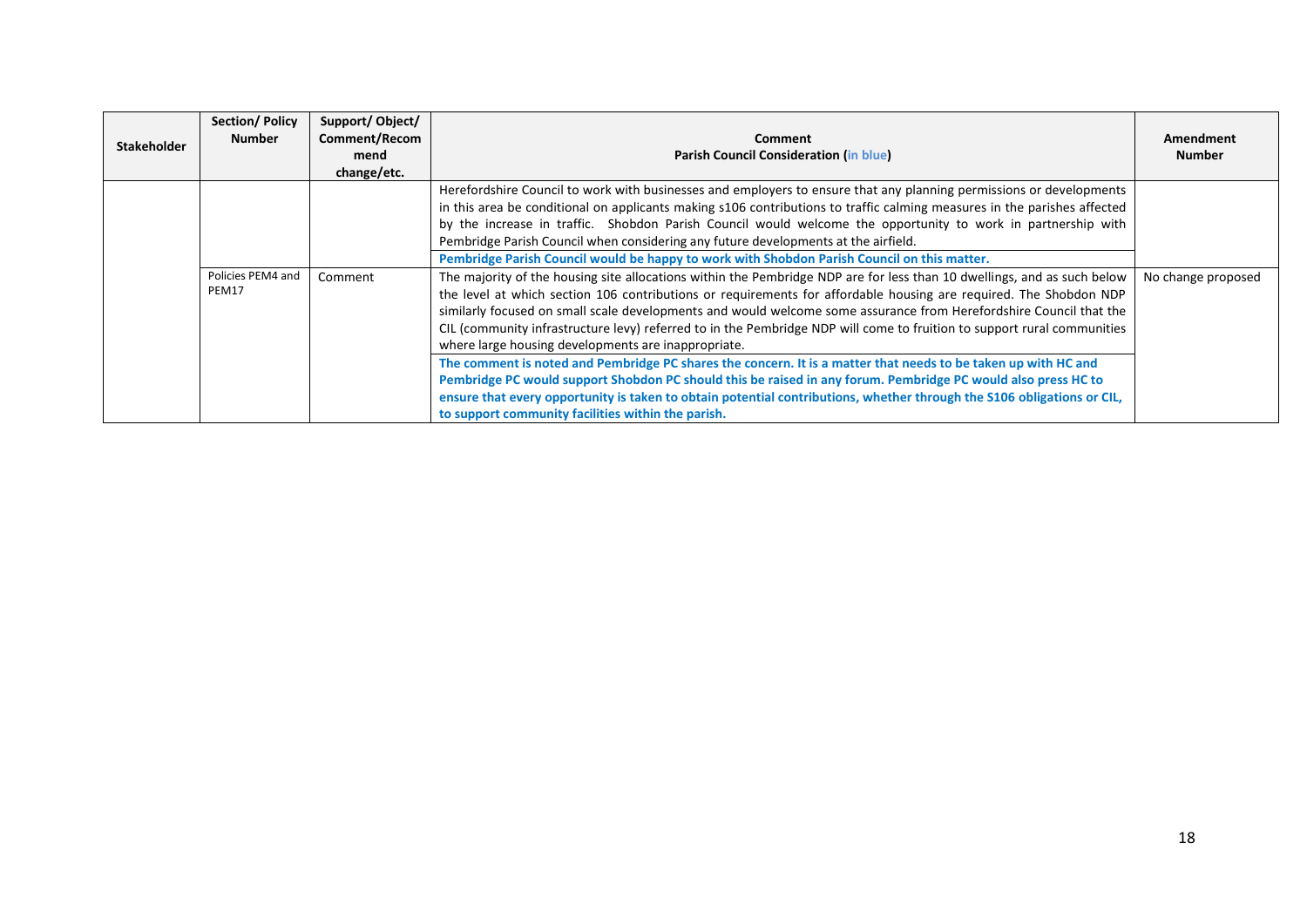| Stakeholder | Section/ Policy Number | Support/ Object/ Comment/Recommend change/etc. | Comment<br>Parish Council Consideration (in blue) | Amendment Number |
|---|---|---|---|---|
| | | | Herefordshire Council to work with businesses and employers to ensure that any planning permissions or developments in this area be conditional on applicants making s106 contributions to traffic calming measures in the parishes affected by the increase in traffic. Shobdon Parish Council would welcome the opportunity to work in partnership with Pembridge Parish Council when considering any future developments at the airfield.<br>**Pembridge Parish Council would be happy to work with Shobdon Parish Council on this matter.** | |
| | Policies PEM4 and PEM17 | Comment | The majority of the housing site allocations within the Pembridge NDP are for less than 10 dwellings, and as such below the level at which section 106 contributions or requirements for affordable housing are required. The Shobdon NDP similarly focused on small scale developments and would welcome some assurance from Herefordshire Council that the CIL (community infrastructure levy) referred to in the Pembridge NDP will come to fruition to support rural communities where large housing developments are inappropriate.<br>**The comment is noted and Pembridge PC shares the concern. It is a matter that needs to be taken up with HC and Pembridge PC would support Shobdon PC should this be raised in any forum. Pembridge PC would also press HC to ensure that every opportunity is taken to obtain potential contributions, whether through the S106 obligations or CIL, to support community facilities within the parish.** | No change proposed |